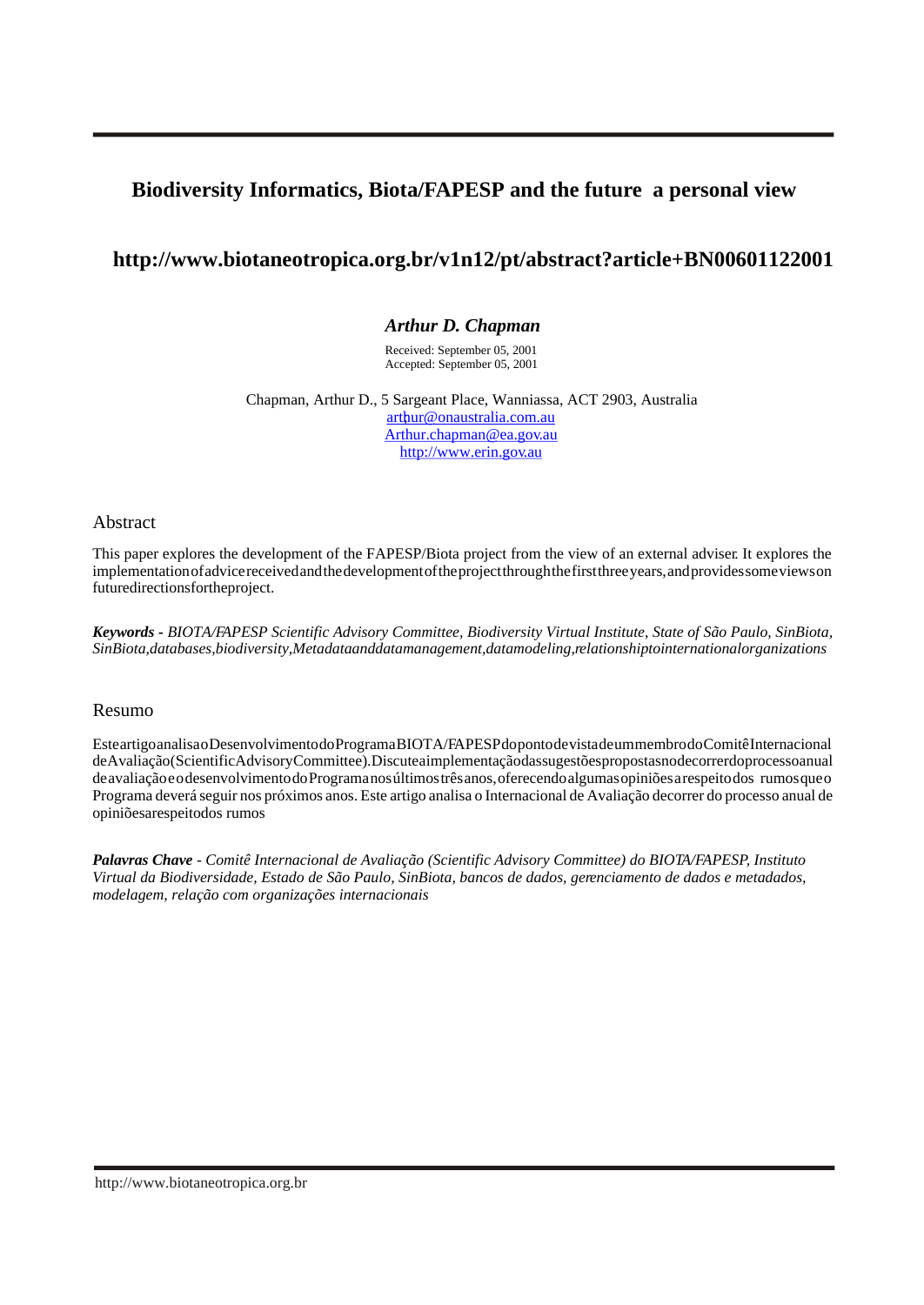# Biodiversity Informatics, Biota/FAPESP and the future a personal view

## http://www.biotaneotropica.org.br/v1n12/pt/abstract?article+BN00601122001

***Arthur D. Chapman***

Received: September 05, 2001
Accepted: September 05, 2001

Chapman, Arthur D., 5 Sargeant Place, Wanniassa, ACT 2903, Australia
arthur@onaustralia.com.au
Arthur.chapman@ea.gov.au
http://www.erin.gov.au

## Abstract

This paper explores the development of the FAPESP/Biota project from the view of an external adviser. It explores the implementationofadvicereceivedandthedevelopmentoftheprojectthroughthefirstthreeyears,andprovidessomeviewson futuredirectionsfortheproject.

***Keywords*** *- BIOTA/FAPESP Scientific Advisory Committee, Biodiversity Virtual Institute, State of São Paulo, SinBiota, SinBiota,databases,biodiversity,Metadataanddatamanagement,datamodeling,relationshiptointernationalorganizations*

## Resumo

EsteartigoanalisaoDesenvolvimentodoProgramaBIOTA/FAPESPdopontodevistadeummembrodoComitêInternacional deAvaliação(ScientificAdvisoryCommittee).Discuteaimplementaçãodassugestõespropostasnodecorrerdoprocessoanual deavaliaçãoeodesenvolvimentodoProgramanosúltimostrêsanos,oferecendoalgumasopiniõesarespeitodos rumosqueo Programa deverá seguir nos próximos anos. Este artigo analisa o Internacional de Avaliação decorrer do processo anual de opiniõesarespeitodos rumos

***Palavras Chave*** *- Comitê Internacional de Avaliação (Scientific Advisory Committee) do BIOTA/FAPESP, Instituto Virtual da Biodiversidade, Estado de São Paulo, SinBiota, bancos de dados, gerenciamento de dados e metadados, modelagem, relação com organizações internacionais*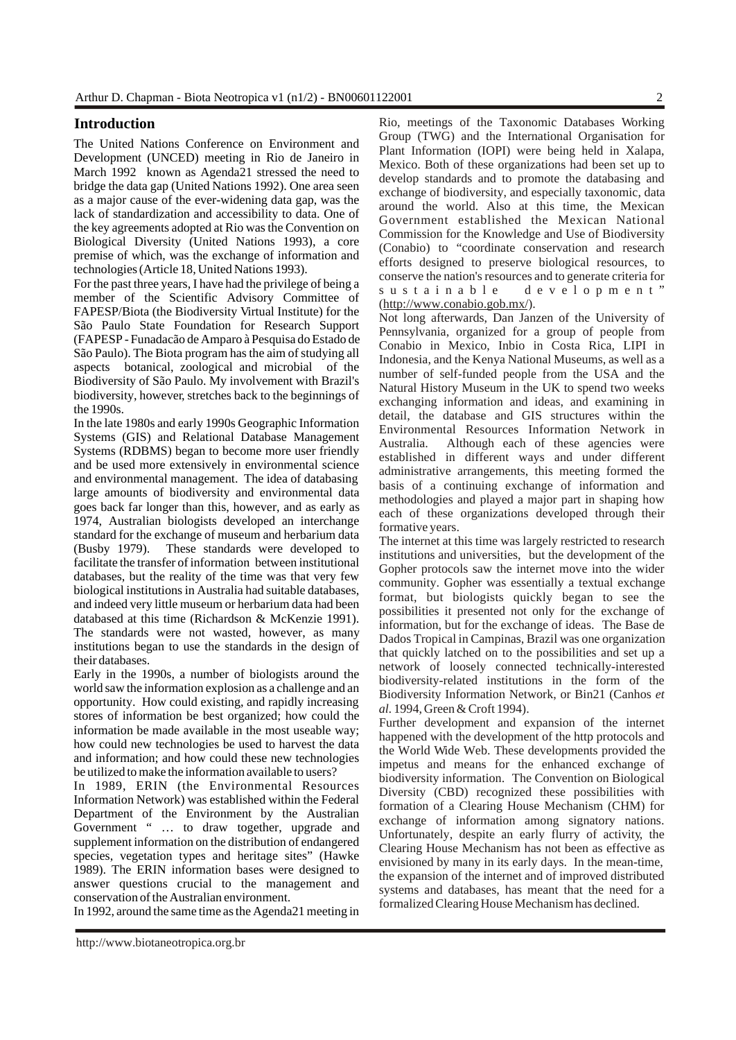## Introduction

The United Nations Conference on Environment and Development (UNCED) meeting in Rio de Janeiro in March 1992 known as Agenda21 stressed the need to bridge the data gap (United Nations 1992). One area seen as a major cause of the ever-widening data gap, was the lack of standardization and accessibility to data. One of the key agreements adopted at Rio was the Convention on Biological Diversity (United Nations 1993), a core premise of which, was the exchange of information and technologies (Article 18, United Nations 1993).

For the past three years, I have had the privilege of being a member of the Scientific Advisory Committee of FAPESP/Biota (the Biodiversity Virtual Institute) for the São Paulo State Foundation for Research Support (FAPESP - Funadacão de Amparo à Pesquisa do Estado de São Paulo). The Biota program has the aim of studying all aspects botanical, zoological and microbial of the Biodiversity of São Paulo. My involvement with Brazil's biodiversity, however, stretches back to the beginnings of the 1990s.

In the late 1980s and early 1990s Geographic Information Systems (GIS) and Relational Database Management Systems (RDBMS) began to become more user friendly and be used more extensively in environmental science and environmental management. The idea of databasing large amounts of biodiversity and environmental data goes back far longer than this, however, and as early as 1974, Australian biologists developed an interchange standard for the exchange of museum and herbarium data (Busby 1979). These standards were developed to facilitate the transfer of information between institutional databases, but the reality of the time was that very few biological institutions in Australia had suitable databases, and indeed very little museum or herbarium data had been databased at this time (Richardson & McKenzie 1991). The standards were not wasted, however, as many institutions began to use the standards in the design of their databases.

Early in the 1990s, a number of biologists around the world saw the information explosion as a challenge and an opportunity. How could existing, and rapidly increasing stores of information be best organized; how could the information be made available in the most useable way; how could new technologies be used to harvest the data and information; and how could these new technologies be utilized to make the information available to users?

In 1989, ERIN (the Environmental Resources Information Network) was established within the Federal Department of the Environment by the Australian Government " … to draw together, upgrade and supplement information on the distribution of endangered species, vegetation types and heritage sites" (Hawke 1989). The ERIN information bases were designed to answer questions crucial to the management and conservation of the Australian environment.

In 1992, around the same time as the Agenda21 meeting in Rio, meetings of the Taxonomic Databases Working Group (TWG) and the International Organisation for Plant Information (IOPI) were being held in Xalapa, Mexico. Both of these organizations had been set up to develop standards and to promote the databasing and exchange of biodiversity, and especially taxonomic, data around the world. Also at this time, the Mexican Government established the Mexican National Commission for the Knowledge and Use of Biodiversity (Conabio) to "coordinate conservation and research efforts designed to preserve biological resources, to conserve the nation's resources and to generate criteria for sustainable development" (http://www.conabio.gob.mx/).

Not long afterwards, Dan Janzen of the University of Pennsylvania, organized for a group of people from Conabio in Mexico, Inbio in Costa Rica, LIPI in Indonesia, and the Kenya National Museums, as well as a number of self-funded people from the USA and the Natural History Museum in the UK to spend two weeks exchanging information and ideas, and examining in detail, the database and GIS structures within the Environmental Resources Information Network in Australia. Although each of these agencies were established in different ways and under different administrative arrangements, this meeting formed the basis of a continuing exchange of information and methodologies and played a major part in shaping how each of these organizations developed through their formative years.

The internet at this time was largely restricted to research institutions and universities, but the development of the Gopher protocols saw the internet move into the wider community. Gopher was essentially a textual exchange format, but biologists quickly began to see the possibilities it presented not only for the exchange of information, but for the exchange of ideas. The Base de Dados Tropical in Campinas, Brazil was one organization that quickly latched on to the possibilities and set up a network of loosely connected technically-interested biodiversity-related institutions in the form of the Biodiversity Information Network, or Bin21 (Canhos *et al*. 1994, Green & Croft 1994).

Further development and expansion of the internet happened with the development of the http protocols and the World Wide Web. These developments provided the impetus and means for the enhanced exchange of biodiversity information. The Convention on Biological Diversity (CBD) recognized these possibilities with formation of a Clearing House Mechanism (CHM) for exchange of information among signatory nations. Unfortunately, despite an early flurry of activity, the Clearing House Mechanism has not been as effective as envisioned by many in its early days. In the mean-time, the expansion of the internet and of improved distributed systems and databases, has meant that the need for a formalized Clearing House Mechanism has declined.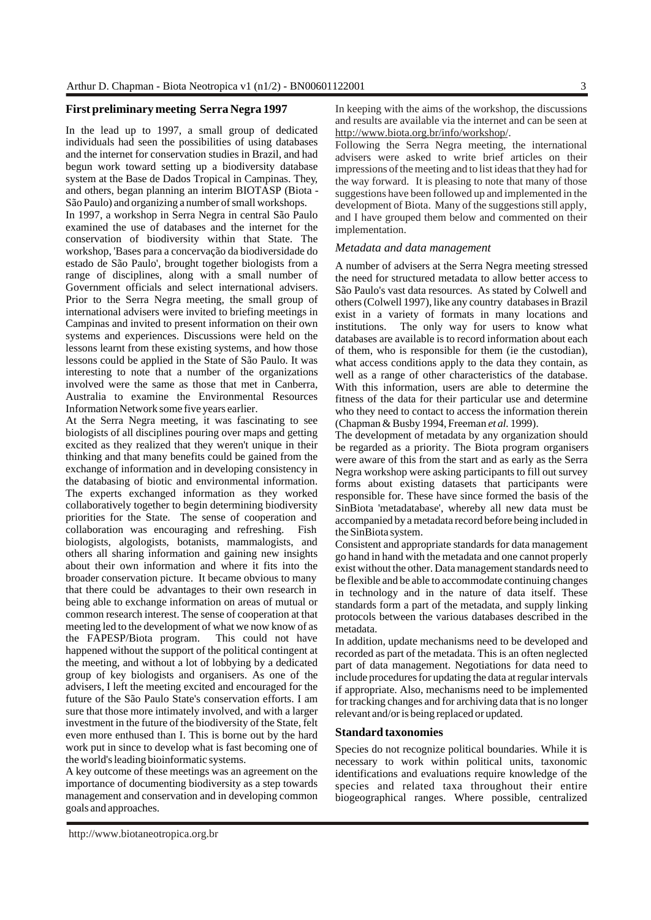## First preliminary meeting Serra Negra 1997

In the lead up to 1997, a small group of dedicated individuals had seen the possibilities of using databases and the internet for conservation studies in Brazil, and had begun work toward setting up a biodiversity database system at the Base de Dados Tropical in Campinas. They, and others, began planning an interim BIOTASP (Biota - São Paulo) and organizing a number of small workshops.

In 1997, a workshop in Serra Negra in central São Paulo examined the use of databases and the internet for the conservation of biodiversity within that State. The workshop, 'Bases para a concervação da biodiversidade do estado de São Paulo', brought together biologists from a range of disciplines, along with a small number of Government officials and select international advisers. Prior to the Serra Negra meeting, the small group of international advisers were invited to briefing meetings in Campinas and invited to present information on their own systems and experiences. Discussions were held on the lessons learnt from these existing systems, and how those lessons could be applied in the State of São Paulo. It was interesting to note that a number of the organizations involved were the same as those that met in Canberra, Australia to examine the Environmental Resources Information Network some five years earlier.

At the Serra Negra meeting, it was fascinating to see biologists of all disciplines pouring over maps and getting excited as they realized that they weren't unique in their thinking and that many benefits could be gained from the exchange of information and in developing consistency in the databasing of biotic and environmental information. The experts exchanged information as they worked collaboratively together to begin determining biodiversity priorities for the State. The sense of cooperation and collaboration was encouraging and refreshing. Fish biologists, algologists, botanists, mammalogists, and others all sharing information and gaining new insights about their own information and where it fits into the broader conservation picture. It became obvious to many that there could be advantages to their own research in being able to exchange information on areas of mutual or common research interest. The sense of cooperation at that meeting led to the development of what we now know of as the FAPESP/Biota program. This could not have happened without the support of the political contingent at the meeting, and without a lot of lobbying by a dedicated group of key biologists and organisers. As one of the advisers, I left the meeting excited and encouraged for the future of the São Paulo State's conservation efforts. I am sure that those more intimately involved, and with a larger investment in the future of the biodiversity of the State, felt even more enthused than I. This is borne out by the hard work put in since to develop what is fast becoming one of the world's leading bioinformatic systems.

A key outcome of these meetings was an agreement on the importance of documenting biodiversity as a step towards management and conservation and in developing common goals and approaches.

In keeping with the aims of the workshop, the discussions and results are available via the internet and can be seen at http://www.biota.org.br/info/workshop/.

Following the Serra Negra meeting, the international advisers were asked to write brief articles on their impressions of the meeting and to list ideas that they had for the way forward. It is pleasing to note that many of those suggestions have been followed up and implemented in the development of Biota. Many of the suggestions still apply, and I have grouped them below and commented on their implementation.

### *Metadata and data management*

A number of advisers at the Serra Negra meeting stressed the need for structured metadata to allow better access to São Paulo's vast data resources. As stated by Colwell and others (Colwell 1997), like any country databases in Brazil exist in a variety of formats in many locations and institutions. The only way for users to know what databases are available is to record information about each of them, who is responsible for them (ie the custodian), what access conditions apply to the data they contain, as well as a range of other characteristics of the database. With this information, users are able to determine the fitness of the data for their particular use and determine who they need to contact to access the information therein (Chapman & Busby 1994, Freeman *et al.* 1999).

The development of metadata by any organization should be regarded as a priority. The Biota program organisers were aware of this from the start and as early as the Serra Negra workshop were asking participants to fill out survey forms about existing datasets that participants were responsible for. These have since formed the basis of the SinBiota 'metadatabase', whereby all new data must be accompanied by a metadata record before being included in the SinBiota system.

Consistent and appropriate standards for data management go hand in hand with the metadata and one cannot properly exist without the other. Data management standards need to be flexible and be able to accommodate continuing changes in technology and in the nature of data itself. These standards form a part of the metadata, and supply linking protocols between the various databases described in the metadata.

In addition, update mechanisms need to be developed and recorded as part of the metadata. This is an often neglected part of data management. Negotiations for data need to include procedures for updating the data at regular intervals if appropriate. Also, mechanisms need to be implemented for tracking changes and for archiving data that is no longer relevant and/or is being replaced or updated.

## Standard taxonomies

Species do not recognize political boundaries. While it is necessary to work within political units, taxonomic identifications and evaluations require knowledge of the species and related taxa throughout their entire biogeographical ranges. Where possible, centralized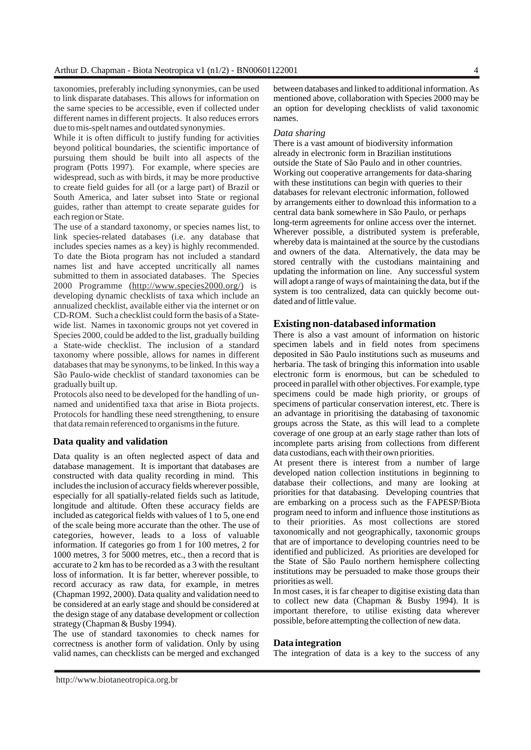taxonomies, preferably including synonymies, can be used to link disparate databases. This allows for information on the same species to be accessible, even if collected under different names in different projects. It also reduces errors due to mis-spelt names and outdated synonymies.

While it is often difficult to justify funding for activities beyond political boundaries, the scientific importance of pursuing them should be built into all aspects of the program (Potts 1997). For example, where species are widespread, such as with birds, it may be more productive to create field guides for all (or a large part) of Brazil or South America, and later subset into State or regional guides, rather than attempt to create separate guides for each region or State.

The use of a standard taxonomy, or species names list, to link species-related databases (i.e. any database that includes species names as a key) is highly recommended. To date the Biota program has not included a standard names list and have accepted uncritically all names submitted to them in associated databases. The Species 2000 Programme (http://www.species2000.org/) is developing dynamic checklists of taxa which include an annualized checklist, available either via the internet or on CD-ROM. Such a checklist could form the basis of a State-wide list. Names in taxonomic groups not yet covered in Species 2000, could be added to the list, gradually building a State-wide checklist. The inclusion of a standard taxonomy where possible, allows for names in different databases that may be synonyms, to be linked. In this way a São Paulo-wide checklist of standard taxonomies can be gradually built up.

Protocols also need to be developed for the handling of unnamed and unidentified taxa that arise in Biota projects. Protocols for handling these need strengthening, to ensure that data remain referenced to organisms in the future.

### Data quality and validation

Data quality is an often neglected aspect of data and database management. It is important that databases are constructed with data quality recording in mind. This includes the inclusion of accuracy fields wherever possible, especially for all spatially-related fields such as latitude, longitude and altitude. Often these accuracy fields are included as categorical fields with values of 1 to 5, one end of the scale being more accurate than the other. The use of categories, however, leads to a loss of valuable information. If categories go from 1 for 100 metres, 2 for 1000 metres, 3 for 5000 metres, etc., then a record that is accurate to 2 km has to be recorded as a 3 with the resultant loss of information. It is far better, wherever possible, to record accuracy as raw data, for example, in metres (Chapman 1992, 2000). Data quality and validation need to be considered at an early stage and should be considered at the design stage of any database development or collection strategy (Chapman & Busby 1994).

The use of standard taxonomies to check names for correctness is another form of validation. Only by using valid names, can checklists be merged and exchanged between databases and linked to additional information. As mentioned above, collaboration with Species 2000 may be an option for developing checklists of valid taxonomic names.

#### *Data sharing*

There is a vast amount of biodiversity information already in electronic form in Brazilian institutions outside the State of São Paulo and in other countries. Working out cooperative arrangements for data-sharing with these institutions can begin with queries to their databases for relevant electronic information, followed by arrangements either to download this information to a central data bank somewhere in São Paulo, or perhaps long-term agreements for online access over the internet. Wherever possible, a distributed system is preferable, whereby data is maintained at the source by the custodians and owners of the data. Alternatively, the data may be stored centrally with the custodians maintaining and updating the information on line. Any successful system will adopt a range of ways of maintaining the data, but if the system is too centralized, data can quickly become outdated and of little value.

## Existing non-databased information

There is also a vast amount of information on historic specimen labels and in field notes from specimens deposited in São Paulo institutions such as museums and herbaria. The task of bringing this information into usable electronic form is enormous, but can be scheduled to proceed in parallel with other objectives. For example, type specimens could be made high priority, or groups of specimens of particular conservation interest, etc. There is an advantage in prioritising the databasing of taxonomic groups across the State, as this will lead to a complete coverage of one group at an early stage rather than lots of incomplete parts arising from collections from different data custodians, each with their own priorities.

At present there is interest from a number of large developed nation collection institutions in beginning to database their collections, and many are looking at priorities for that databasing. Developing countries that are embarking on a process such as the FAPESP/Biota program need to inform and influence those institutions as to their priorities. As most collections are stored taxonomically and not geographically, taxonomic groups that are of importance to developing countries need to be identified and publicized. As priorities are developed for the State of São Paulo northern hemisphere collecting institutions may be persuaded to make those groups their priorities as well.

In most cases, it is far cheaper to digitise existing data than to collect new data (Chapman & Busby 1994). It is important therefore, to utilise existing data wherever possible, before attempting the collection of new data.

### Data integration

The integration of data is a key to the success of any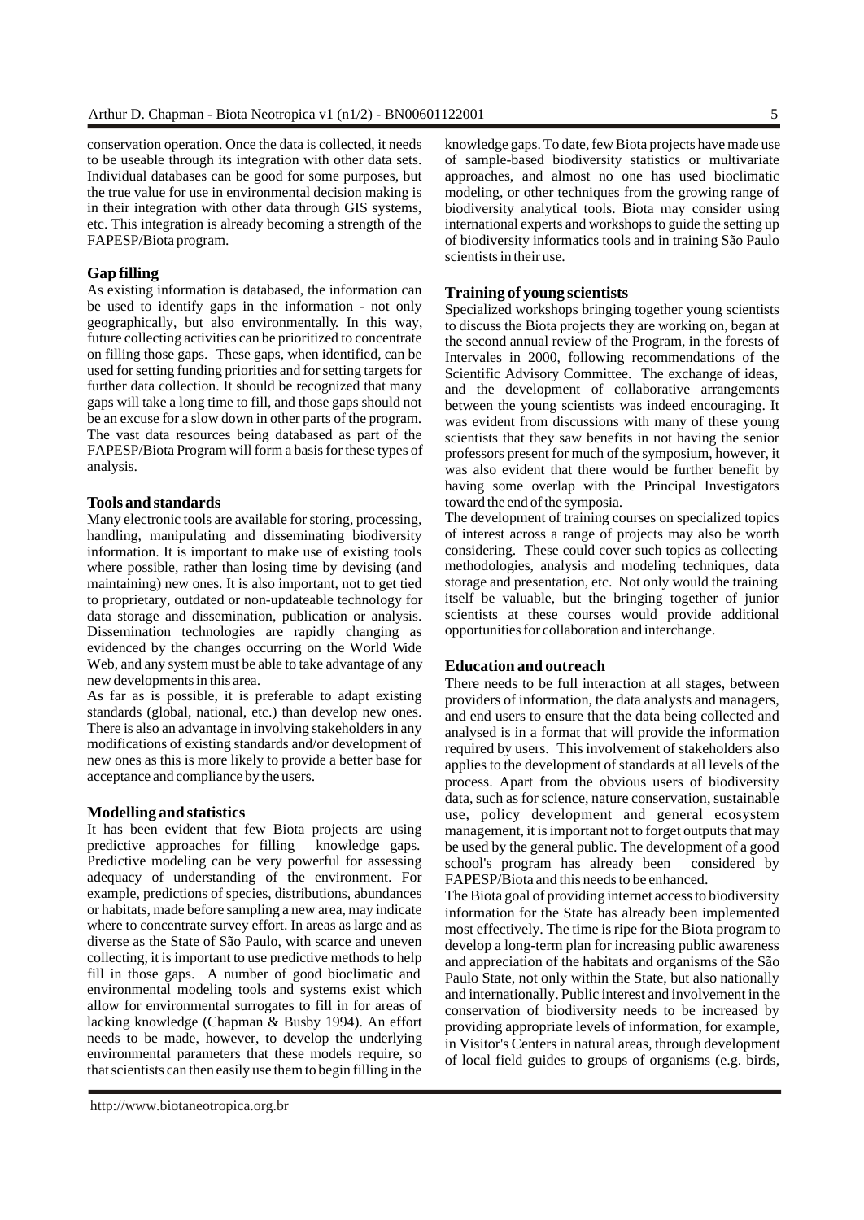conservation operation. Once the data is collected, it needs to be useable through its integration with other data sets. Individual databases can be good for some purposes, but the true value for use in environmental decision making is in their integration with other data through GIS systems, etc. This integration is already becoming a strength of the FAPESP/Biota program.

### Gap filling

As existing information is databased, the information can be used to identify gaps in the information - not only geographically, but also environmentally. In this way, future collecting activities can be prioritized to concentrate on filling those gaps. These gaps, when identified, can be used for setting funding priorities and for setting targets for further data collection. It should be recognized that many gaps will take a long time to fill, and those gaps should not be an excuse for a slow down in other parts of the program. The vast data resources being databased as part of the FAPESP/Biota Program will form a basis for these types of analysis.

### Tools and standards

Many electronic tools are available for storing, processing, handling, manipulating and disseminating biodiversity information. It is important to make use of existing tools where possible, rather than losing time by devising (and maintaining) new ones. It is also important, not to get tied to proprietary, outdated or non-updateable technology for data storage and dissemination, publication or analysis. Dissemination technologies are rapidly changing as evidenced by the changes occurring on the World Wide Web, and any system must be able to take advantage of any new developments in this area.

As far as is possible, it is preferable to adapt existing standards (global, national, etc.) than develop new ones. There is also an advantage in involving stakeholders in any modifications of existing standards and/or development of new ones as this is more likely to provide a better base for acceptance and compliance by the users.

### Modelling and statistics

It has been evident that few Biota projects are using predictive approaches for filling knowledge gaps. Predictive modeling can be very powerful for assessing adequacy of understanding of the environment. For example, predictions of species, distributions, abundances or habitats, made before sampling a new area, may indicate where to concentrate survey effort. In areas as large and as diverse as the State of São Paulo, with scarce and uneven collecting, it is important to use predictive methods to help fill in those gaps. A number of good bioclimatic and environmental modeling tools and systems exist which allow for environmental surrogates to fill in for areas of lacking knowledge (Chapman & Busby 1994). An effort needs to be made, however, to develop the underlying environmental parameters that these models require, so that scientists can then easily use them to begin filling in the knowledge gaps. To date, few Biota projects have made use of sample-based biodiversity statistics or multivariate approaches, and almost no one has used bioclimatic modeling, or other techniques from the growing range of biodiversity analytical tools. Biota may consider using international experts and workshops to guide the setting up of biodiversity informatics tools and in training São Paulo scientists in their use.

### Training of young scientists

Specialized workshops bringing together young scientists to discuss the Biota projects they are working on, began at the second annual review of the Program, in the forests of Intervales in 2000, following recommendations of the Scientific Advisory Committee. The exchange of ideas, and the development of collaborative arrangements between the young scientists was indeed encouraging. It was evident from discussions with many of these young scientists that they saw benefits in not having the senior professors present for much of the symposium, however, it was also evident that there would be further benefit by having some overlap with the Principal Investigators toward the end of the symposia.

The development of training courses on specialized topics of interest across a range of projects may also be worth considering. These could cover such topics as collecting methodologies, analysis and modeling techniques, data storage and presentation, etc. Not only would the training itself be valuable, but the bringing together of junior scientists at these courses would provide additional opportunities for collaboration and interchange.

### Education and outreach

There needs to be full interaction at all stages, between providers of information, the data analysts and managers, and end users to ensure that the data being collected and analysed is in a format that will provide the information required by users. This involvement of stakeholders also applies to the development of standards at all levels of the process. Apart from the obvious users of biodiversity data, such as for science, nature conservation, sustainable use, policy development and general ecosystem management, it is important not to forget outputs that may be used by the general public. The development of a good school's program has already been considered by FAPESP/Biota and this needs to be enhanced.

The Biota goal of providing internet access to biodiversity information for the State has already been implemented most effectively. The time is ripe for the Biota program to develop a long-term plan for increasing public awareness and appreciation of the habitats and organisms of the São Paulo State, not only within the State, but also nationally and internationally. Public interest and involvement in the conservation of biodiversity needs to be increased by providing appropriate levels of information, for example, in Visitor's Centers in natural areas, through development of local field guides to groups of organisms (e.g. birds,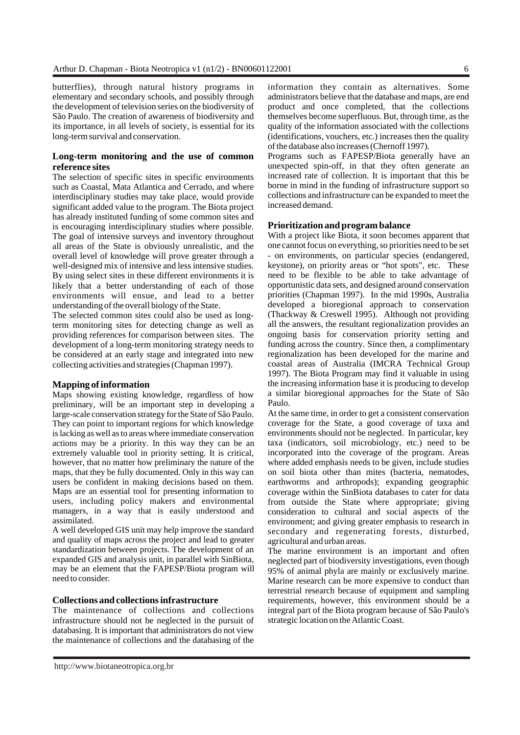butterflies), through natural history programs in elementary and secondary schools, and possibly through the development of television series on the biodiversity of São Paulo. The creation of awareness of biodiversity and its importance, in all levels of society, is essential for its long-term survival and conservation.

### Long-term monitoring and the use of common reference sites

The selection of specific sites in specific environments such as Coastal, Mata Atlantica and Cerrado, and where interdisciplinary studies may take place, would provide significant added value to the program. The Biota project has already instituted funding of some common sites and is encouraging interdisciplinary studies where possible. The goal of intensive surveys and inventory throughout all areas of the State is obviously unrealistic, and the overall level of knowledge will prove greater through a well-designed mix of intensive and less intensive studies. By using select sites in these different environments it is likely that a better understanding of each of those environments will ensue, and lead to a better understanding of the overall biology of the State.

The selected common sites could also be used as long-term monitoring sites for detecting change as well as providing references for comparison between sites. The development of a long-term monitoring strategy needs to be considered at an early stage and integrated into new collecting activities and strategies (Chapman 1997).

### Mapping of information

Maps showing existing knowledge, regardless of how preliminary, will be an important step in developing a large-scale conservation strategy for the State of São Paulo. They can point to important regions for which knowledge is lacking as well as to areas where immediate conservation actions may be a priority. In this way they can be an extremely valuable tool in priority setting. It is critical, however, that no matter how preliminary the nature of the maps, that they be fully documented. Only in this way can users be confident in making decisions based on them. Maps are an essential tool for presenting information to users, including policy makers and environmental managers, in a way that is easily understood and assimilated.

A well developed GIS unit may help improve the standard and quality of maps across the project and lead to greater standardization between projects. The development of an expanded GIS and analysis unit, in parallel with SinBiota, may be an element that the FAPESP/Biota program will need to consider.

### Collections and collections infrastructure

The maintenance of collections and collections infrastructure should not be neglected in the pursuit of databasing. It is important that administrators do not view the maintenance of collections and the databasing of the information they contain as alternatives. Some administrators believe that the database and maps, are end product and once completed, that the collections themselves become superfluous. But, through time, as the quality of the information associated with the collections (identifications, vouchers, etc.) increases then the quality of the database also increases (Chernoff 1997).

Programs such as FAPESP/Biota generally have an unexpected spin-off, in that they often generate an increased rate of collection. It is important that this be borne in mind in the funding of infrastructure support so collections and infrastructure can be expanded to meet the increased demand.

### Prioritization and program balance

With a project like Biota, it soon becomes apparent that one cannot focus on everything, so priorities need to be set - on environments, on particular species (endangered, keystone), on priority areas or "hot spots", etc. These need to be flexible to be able to take advantage of opportunistic data sets, and designed around conservation priorities (Chapman 1997). In the mid 1990s, Australia developed a bioregional approach to conservation (Thackway & Creswell 1995). Although not providing all the answers, the resultant regionalization provides an ongoing basis for conservation priority setting and funding across the country. Since then, a complimentary regionalization has been developed for the marine and coastal areas of Australia (IMCRA Technical Group 1997). The Biota Program may find it valuable in using the increasing information base it is producing to develop a similar bioregional approaches for the State of São Paulo.

At the same time, in order to get a consistent conservation coverage for the State, a good coverage of taxa and environments should not be neglected. In particular, key taxa (indicators, soil microbiology, etc.) need to be incorporated into the coverage of the program. Areas where added emphasis needs to be given, include studies on soil biota other than mites (bacteria, nematodes, earthworms and arthropods); expanding geographic coverage within the SinBiota databases to cater for data from outside the State where appropriate; giving consideration to cultural and social aspects of the environment; and giving greater emphasis to research in secondary and regenerating forests, disturbed, agricultural and urban areas.

The marine environment is an important and often neglected part of biodiversity investigations, even though 95% of animal phyla are mainly or exclusively marine. Marine research can be more expensive to conduct than terrestrial research because of equipment and sampling requirements, however, this environment should be a integral part of the Biota program because of São Paulo's strategic location on the Atlantic Coast.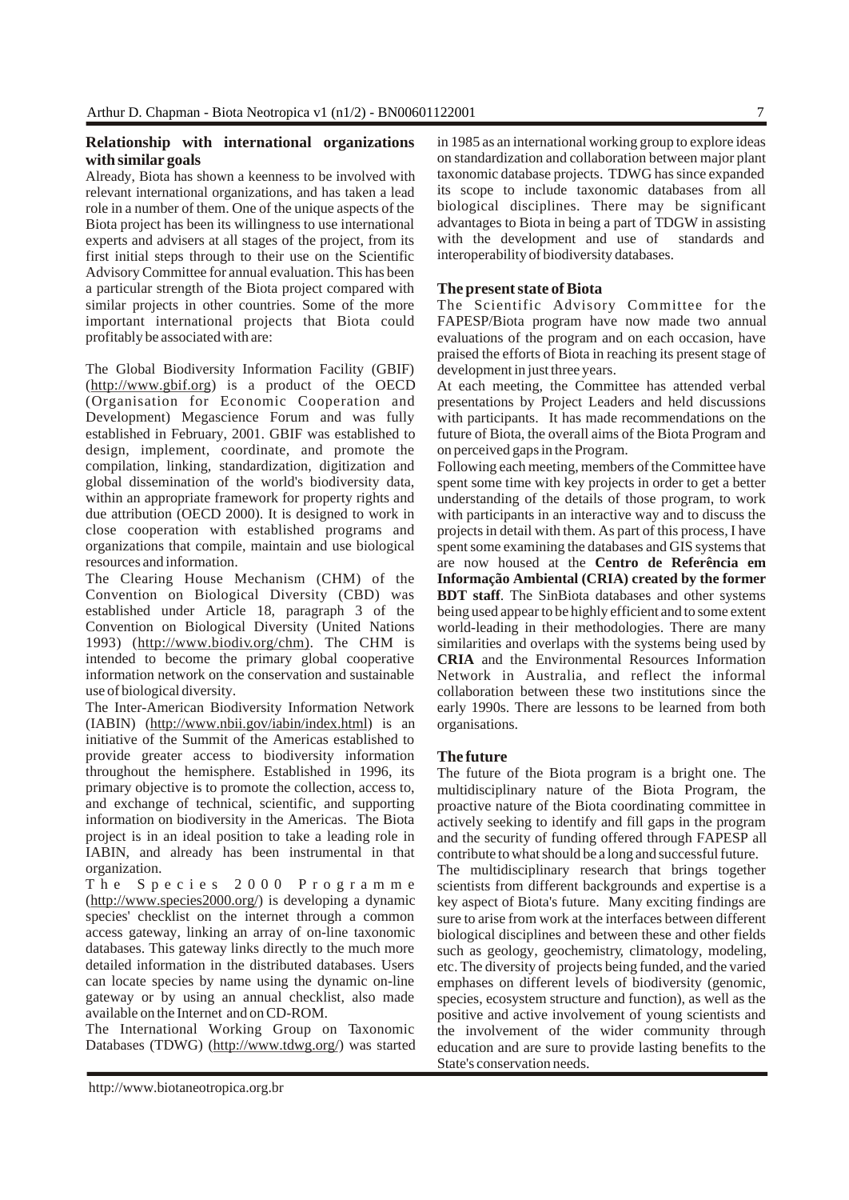## Relationship with international organizations with similar goals

Already, Biota has shown a keenness to be involved with relevant international organizations, and has taken a lead role in a number of them. One of the unique aspects of the Biota project has been its willingness to use international experts and advisers at all stages of the project, from its first initial steps through to their use on the Scientific Advisory Committee for annual evaluation. This has been a particular strength of the Biota project compared with similar projects in other countries. Some of the more important international projects that Biota could profitably be associated with are:

The Global Biodiversity Information Facility (GBIF) (http://www.gbif.org) is a product of the OECD (Organisation for Economic Cooperation and Development) Megascience Forum and was fully established in February, 2001. GBIF was established to design, implement, coordinate, and promote the compilation, linking, standardization, digitization and global dissemination of the world's biodiversity data, within an appropriate framework for property rights and due attribution (OECD 2000). It is designed to work in close cooperation with established programs and organizations that compile, maintain and use biological resources and information.

The Clearing House Mechanism (CHM) of the Convention on Biological Diversity (CBD) was established under Article 18, paragraph 3 of the Convention on Biological Diversity (United Nations 1993) (http://www.biodiv.org/chm). The CHM is intended to become the primary global cooperative information network on the conservation and sustainable use of biological diversity.

The Inter-American Biodiversity Information Network (IABIN) (http://www.nbii.gov/iabin/index.html) is an initiative of the Summit of the Americas established to provide greater access to biodiversity information throughout the hemisphere. Established in 1996, its primary objective is to promote the collection, access to, and exchange of technical, scientific, and supporting information on biodiversity in the Americas. The Biota project is in an ideal position to take a leading role in IABIN, and already has been instrumental in that organization.

The Species 2000 Programme (http://www.species2000.org/) is developing a dynamic species' checklist on the internet through a common access gateway, linking an array of on-line taxonomic databases. This gateway links directly to the much more detailed information in the distributed databases. Users can locate species by name using the dynamic on-line gateway or by using an annual checklist, also made available on the Internet and on CD-ROM.

The International Working Group on Taxonomic Databases (TDWG) (http://www.tdwg.org/) was started in 1985 as an international working group to explore ideas on standardization and collaboration between major plant taxonomic database projects. TDWG has since expanded its scope to include taxonomic databases from all biological disciplines. There may be significant advantages to Biota in being a part of TDGW in assisting with the development and use of standards and interoperability of biodiversity databases.

## The present state of Biota

The Scientific Advisory Committee for the FAPESP/Biota program have now made two annual evaluations of the program and on each occasion, have praised the efforts of Biota in reaching its present stage of development in just three years.

At each meeting, the Committee has attended verbal presentations by Project Leaders and held discussions with participants. It has made recommendations on the future of Biota, the overall aims of the Biota Program and on perceived gaps in the Program.

Following each meeting, members of the Committee have spent some time with key projects in order to get a better understanding of the details of those program, to work with participants in an interactive way and to discuss the projects in detail with them. As part of this process, I have spent some examining the databases and GIS systems that are now housed at the **Centro de Referência em Informação Ambiental (CRIA) created by the former BDT staff**. The SinBiota databases and other systems being used appear to be highly efficient and to some extent world-leading in their methodologies. There are many similarities and overlaps with the systems being used by **CRIA** and the Environmental Resources Information Network in Australia, and reflect the informal collaboration between these two institutions since the early 1990s. There are lessons to be learned from both organisations.

## The future

The future of the Biota program is a bright one. The multidisciplinary nature of the Biota Program, the proactive nature of the Biota coordinating committee in actively seeking to identify and fill gaps in the program and the security of funding offered through FAPESP all contribute to what should be a long and successful future.

The multidisciplinary research that brings together scientists from different backgrounds and expertise is a key aspect of Biota's future. Many exciting findings are sure to arise from work at the interfaces between different biological disciplines and between these and other fields such as geology, geochemistry, climatology, modeling, etc. The diversity of projects being funded, and the varied emphases on different levels of biodiversity (genomic, species, ecosystem structure and function), as well as the positive and active involvement of young scientists and the involvement of the wider community through education and are sure to provide lasting benefits to the State's conservation needs.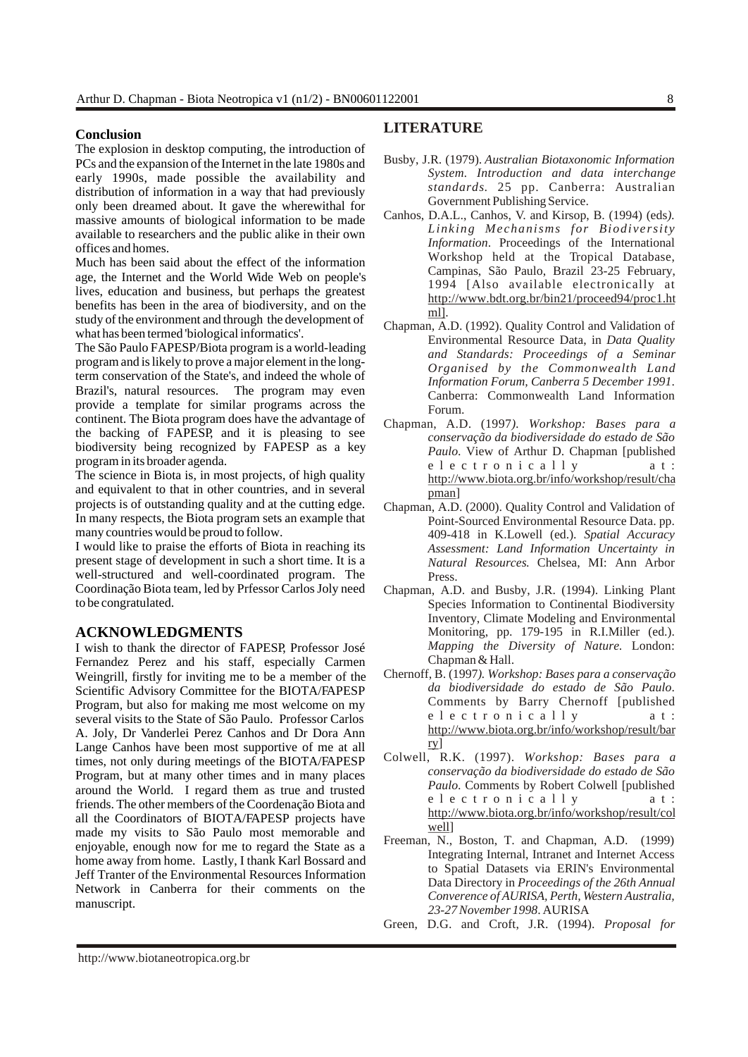**Conclusion**

The explosion in desktop computing, the introduction of PCs and the expansion of the Internet in the late 1980s and early 1990s, made possible the availability and distribution of information in a way that had previously only been dreamed about. It gave the wherewithal for massive amounts of biological information to be made available to researchers and the public alike in their own offices and homes.

Much has been said about the effect of the information age, the Internet and the World Wide Web on people's lives, education and business, but perhaps the greatest benefits has been in the area of biodiversity, and on the study of the environment and through the development of what has been termed 'biological informatics'.

The São Paulo FAPESP/Biota program is a world-leading program and is likely to prove a major element in the long-term conservation of the State's, and indeed the whole of Brazil's, natural resources. The program may even provide a template for similar programs across the continent. The Biota program does have the advantage of the backing of FAPESP, and it is pleasing to see biodiversity being recognized by FAPESP as a key program in its broader agenda.

The science in Biota is, in most projects, of high quality and equivalent to that in other countries, and in several projects is of outstanding quality and at the cutting edge. In many respects, the Biota program sets an example that many countries would be proud to follow.

I would like to praise the efforts of Biota in reaching its present stage of development in such a short time. It is a well-structured and well-coordinated program. The Coordinação Biota team, led by Prfessor Carlos Joly need to be congratulated.

## ACKNOWLEDGMENTS

I wish to thank the director of FAPESP, Professor José Fernandez Perez and his staff, especially Carmen Weingrill, firstly for inviting me to be a member of the Scientific Advisory Committee for the BIOTA/FAPESP Program, but also for making me most welcome on my several visits to the State of São Paulo. Professor Carlos A. Joly, Dr Vanderlei Perez Canhos and Dr Dora Ann Lange Canhos have been most supportive of me at all times, not only during meetings of the BIOTA/FAPESP Program, but at many other times and in many places around the World. I regard them as true and trusted friends. The other members of the Coordenação Biota and all the Coordinators of BIOTA/FAPESP projects have made my visits to São Paulo most memorable and enjoyable, enough now for me to regard the State as a home away from home. Lastly, I thank Karl Bossard and Jeff Tranter of the Environmental Resources Information Network in Canberra for their comments on the manuscript.

## LITERATURE

Busby, J.R. (1979). *Australian Biotaxonomic Information System. Introduction and data interchange standards*. 25 pp. Canberra: Australian Government Publishing Service.

Canhos, D.A.L., Canhos, V. and Kirsop, B. (1994) (eds). *Linking Mechanisms for Biodiversity Information*. Proceedings of the International Workshop held at the Tropical Database, Campinas, São Paulo, Brazil 23-25 February, 1994 [Also available electronically at http://www.bdt.org.br/bin21/proceed94/proc1.html].

Chapman, A.D. (1992). Quality Control and Validation of Environmental Resource Data, in *Data Quality and Standards: Proceedings of a Seminar Organised by the Commonwealth Land Information Forum, Canberra 5 December 1991*. Canberra: Commonwealth Land Information Forum.

Chapman, A.D. (1997). *Workshop: Bases para a conservação da biodiversidade do estado de São Paulo*. View of Arthur D. Chapman [published electronically at: http://www.biota.org.br/info/workshop/result/chapman]

Chapman, A.D. (2000). Quality Control and Validation of Point-Sourced Environmental Resource Data. pp. 409-418 in K.Lowell (ed.). *Spatial Accuracy Assessment: Land Information Uncertainty in Natural Resources.* Chelsea, MI: Ann Arbor Press.

Chapman, A.D. and Busby, J.R. (1994). Linking Plant Species Information to Continental Biodiversity Inventory, Climate Modeling and Environmental Monitoring, pp. 179-195 in R.I.Miller (ed.). *Mapping the Diversity of Nature.* London: Chapman & Hall.

Chernoff, B. (1997). *Workshop: Bases para a conservação da biodiversidade do estado de São Paulo*. Comments by Barry Chernoff [published electronically at: http://www.biota.org.br/info/workshop/result/barry]

Colwell, R.K. (1997). *Workshop: Bases para a conservação da biodiversidade do estado de São Paulo*. Comments by Robert Colwell [published electronically at: http://www.biota.org.br/info/workshop/result/colwell]

Freeman, N., Boston, T. and Chapman, A.D. (1999) Integrating Internal, Intranet and Internet Access to Spatial Datasets via ERIN's Environmental Data Directory in *Proceedings of the 26th Annual Converence of AURISA, Perth, Western Australia, 23-27 November 1998*. AURISA

Green, D.G. and Croft, J.R. (1994). *Proposal for*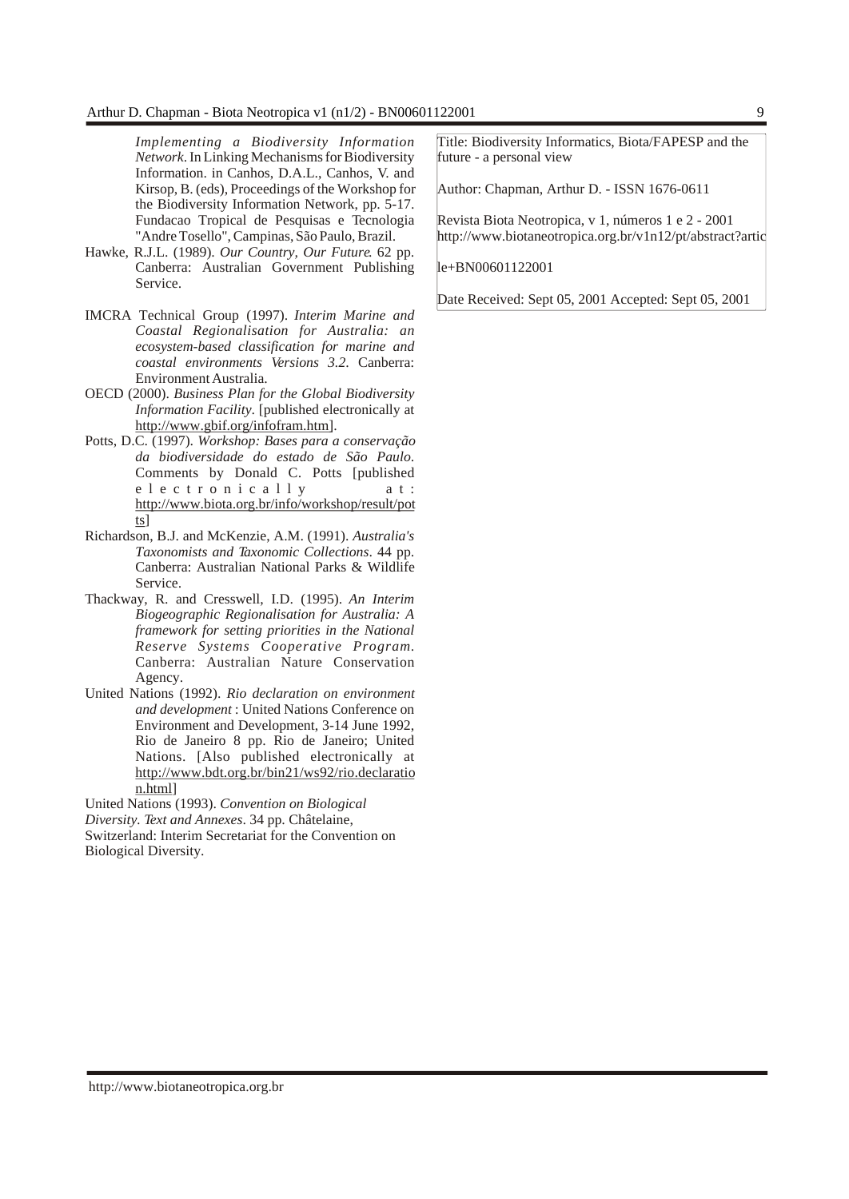*Implementing a Biodiversity Information Network*. In Linking Mechanisms for Biodiversity Information. in Canhos, D.A.L., Canhos, V. and Kirsop, B. (eds), Proceedings of the Workshop for the Biodiversity Information Network, pp. 5-17. Fundacao Tropical de Pesquisas e Tecnologia "Andre Tosello", Campinas, São Paulo, Brazil.

Hawke, R.J.L. (1989). *Our Country, Our Future*. 62 pp. Canberra: Australian Government Publishing Service.

IMCRA Technical Group (1997). *Interim Marine and Coastal Regionalisation for Australia: an ecosystem-based classification for marine and coastal environments Versions 3.2*. Canberra: Environment Australia.

OECD (2000). *Business Plan for the Global Biodiversity Information Facility*. [published electronically at http://www.gbif.org/infofram.htm].

Potts, D.C. (1997). *Workshop: Bases para a conservação da biodiversidade do estado de São Paulo*. Comments by Donald C. Potts [published electronically at: http://www.biota.org.br/info/workshop/result/potts]

Richardson, B.J. and McKenzie, A.M. (1991). *Australia's Taxonomists and Taxonomic Collections*. 44 pp. Canberra: Australian National Parks & Wildlife Service.

Thackway, R. and Cresswell, I.D. (1995). *An Interim Biogeographic Regionalisation for Australia: A framework for setting priorities in the National Reserve Systems Cooperative Program*. Canberra: Australian Nature Conservation Agency.

United Nations (1992). *Rio declaration on environment and development* : United Nations Conference on Environment and Development, 3-14 June 1992, Rio de Janeiro 8 pp. Rio de Janeiro; United Nations. [Also published electronically at http://www.bdt.org.br/bin21/ws92/rio.declaration.html]

United Nations (1993). *Convention on Biological Diversity. Text and Annexes*. 34 pp. Châtelaine, Switzerland: Interim Secretariat for the Convention on Biological Diversity.

Title: Biodiversity Informatics, Biota/FAPESP and the future - a personal view

Author: Chapman, Arthur D. - ISSN 1676-0611

Revista Biota Neotropica, v 1, números 1 e 2 - 2001
http://www.biotaneotropica.org.br/v1n12/pt/abstract?article+BN00601122001

Date Received: Sept 05, 2001 Accepted: Sept 05, 2001